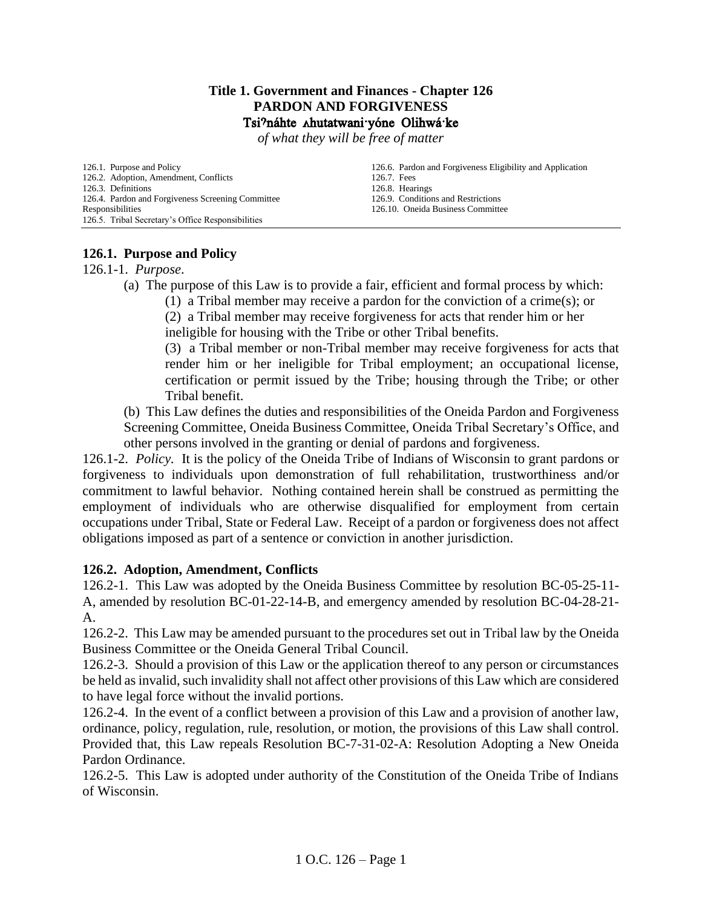# Title 1. Government and Finances - Chapter 126
# PARDON AND FORGIVENESS
## Tsiʔnáhte ʌhutatwani·yóne Olihwá·ke
*of what they will be free of matter*

| | |
|---|---|
| 126.1. Purpose and Policy | 126.6. Pardon and Forgiveness Eligibility and Application |
| 126.2. Adoption, Amendment, Conflicts | 126.7. Fees |
| 126.3. Definitions | 126.8. Hearings |
| 126.4. Pardon and Forgiveness Screening Committee Responsibilities | 126.9. Conditions and Restrictions |
| 126.5. Tribal Secretary's Office Responsibilities | 126.10. Oneida Business Committee |

### 126.1. Purpose and Policy

126.1-1. *Purpose*.

(a) The purpose of this Law is to provide a fair, efficient and formal process by which:

(1) a Tribal member may receive a pardon for the conviction of a crime(s); or

(2) a Tribal member may receive forgiveness for acts that render him or her ineligible for housing with the Tribe or other Tribal benefits.

(3) a Tribal member or non-Tribal member may receive forgiveness for acts that render him or her ineligible for Tribal employment; an occupational license, certification or permit issued by the Tribe; housing through the Tribe; or other Tribal benefit.

(b) This Law defines the duties and responsibilities of the Oneida Pardon and Forgiveness Screening Committee, Oneida Business Committee, Oneida Tribal Secretary's Office, and other persons involved in the granting or denial of pardons and forgiveness.

126.1-2. *Policy.* It is the policy of the Oneida Tribe of Indians of Wisconsin to grant pardons or forgiveness to individuals upon demonstration of full rehabilitation, trustworthiness and/or commitment to lawful behavior. Nothing contained herein shall be construed as permitting the employment of individuals who are otherwise disqualified for employment from certain occupations under Tribal, State or Federal Law. Receipt of a pardon or forgiveness does not affect obligations imposed as part of a sentence or conviction in another jurisdiction.

### 126.2. Adoption, Amendment, Conflicts

126.2-1. This Law was adopted by the Oneida Business Committee by resolution BC-05-25-11-A, amended by resolution BC-01-22-14-B, and emergency amended by resolution BC-04-28-21-A.

126.2-2. This Law may be amended pursuant to the procedures set out in Tribal law by the Oneida Business Committee or the Oneida General Tribal Council.

126.2-3. Should a provision of this Law or the application thereof to any person or circumstances be held as invalid, such invalidity shall not affect other provisions of this Law which are considered to have legal force without the invalid portions.

126.2-4. In the event of a conflict between a provision of this Law and a provision of another law, ordinance, policy, regulation, rule, resolution, or motion, the provisions of this Law shall control. Provided that, this Law repeals Resolution BC-7-31-02-A: Resolution Adopting a New Oneida Pardon Ordinance.

126.2-5. This Law is adopted under authority of the Constitution of the Oneida Tribe of Indians of Wisconsin.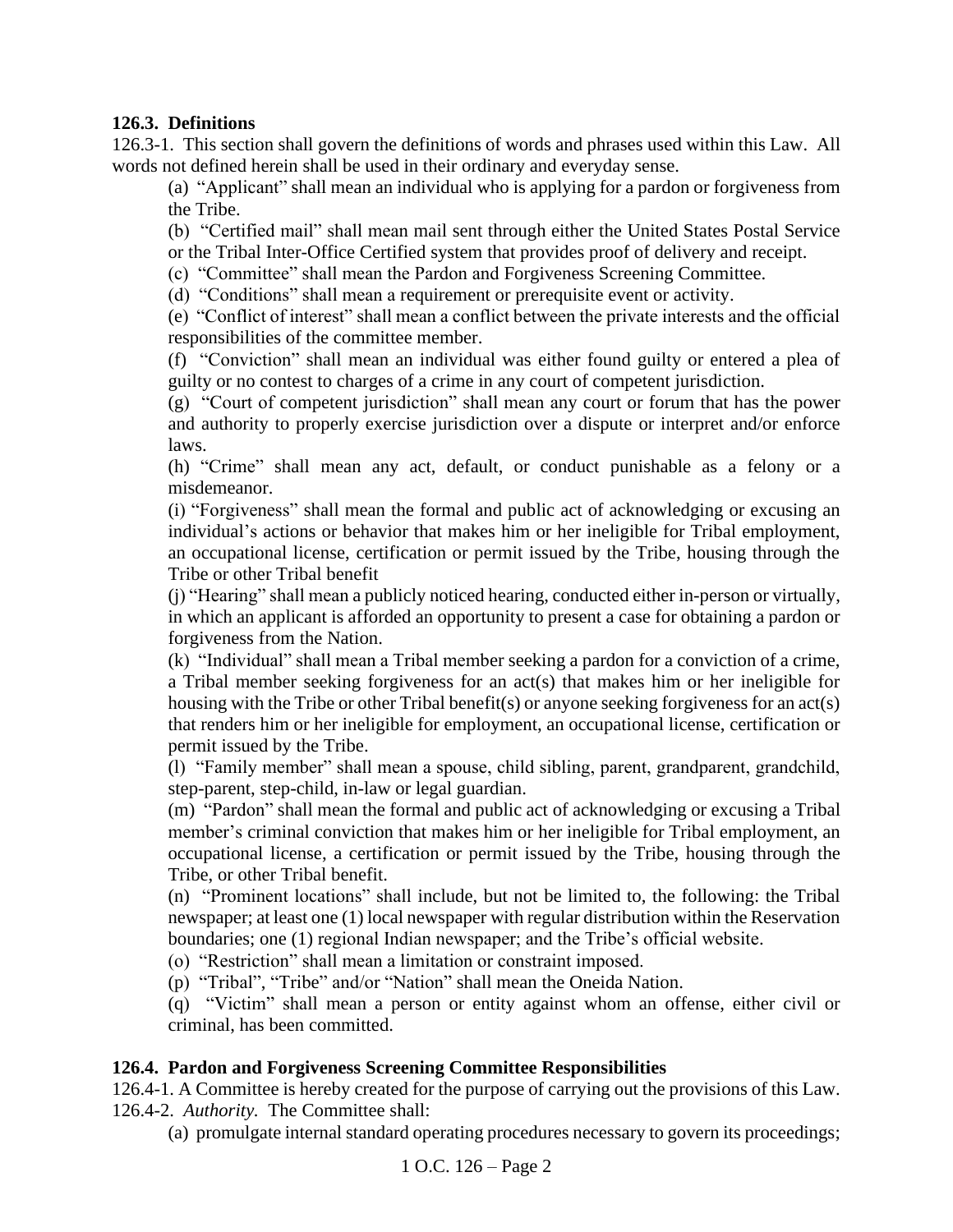**126.3. Definitions**

126.3-1. This section shall govern the definitions of words and phrases used within this Law. All words not defined herein shall be used in their ordinary and everyday sense.

(a) "Applicant" shall mean an individual who is applying for a pardon or forgiveness from the Tribe.

(b) "Certified mail" shall mean mail sent through either the United States Postal Service or the Tribal Inter-Office Certified system that provides proof of delivery and receipt.

(c) "Committee" shall mean the Pardon and Forgiveness Screening Committee.

(d) "Conditions" shall mean a requirement or prerequisite event or activity.

(e) "Conflict of interest" shall mean a conflict between the private interests and the official responsibilities of the committee member.

(f) "Conviction" shall mean an individual was either found guilty or entered a plea of guilty or no contest to charges of a crime in any court of competent jurisdiction.

(g) "Court of competent jurisdiction" shall mean any court or forum that has the power and authority to properly exercise jurisdiction over a dispute or interpret and/or enforce laws.

(h) "Crime" shall mean any act, default, or conduct punishable as a felony or a misdemeanor.

(i) "Forgiveness" shall mean the formal and public act of acknowledging or excusing an individual's actions or behavior that makes him or her ineligible for Tribal employment, an occupational license, certification or permit issued by the Tribe, housing through the Tribe or other Tribal benefit

(j) "Hearing" shall mean a publicly noticed hearing, conducted either in-person or virtually, in which an applicant is afforded an opportunity to present a case for obtaining a pardon or forgiveness from the Nation.

(k) "Individual" shall mean a Tribal member seeking a pardon for a conviction of a crime, a Tribal member seeking forgiveness for an act(s) that makes him or her ineligible for housing with the Tribe or other Tribal benefit(s) or anyone seeking forgiveness for an act(s) that renders him or her ineligible for employment, an occupational license, certification or permit issued by the Tribe.

(l) "Family member" shall mean a spouse, child sibling, parent, grandparent, grandchild, step-parent, step-child, in-law or legal guardian.

(m) "Pardon" shall mean the formal and public act of acknowledging or excusing a Tribal member's criminal conviction that makes him or her ineligible for Tribal employment, an occupational license, a certification or permit issued by the Tribe, housing through the Tribe, or other Tribal benefit.

(n) "Prominent locations" shall include, but not be limited to, the following: the Tribal newspaper; at least one (1) local newspaper with regular distribution within the Reservation boundaries; one (1) regional Indian newspaper; and the Tribe's official website.

(o) "Restriction" shall mean a limitation or constraint imposed.

(p) "Tribal", "Tribe" and/or "Nation" shall mean the Oneida Nation.

(q) "Victim" shall mean a person or entity against whom an offense, either civil or criminal, has been committed.

**126.4. Pardon and Forgiveness Screening Committee Responsibilities**

126.4-1. A Committee is hereby created for the purpose of carrying out the provisions of this Law.

126.4-2. *Authority.* The Committee shall:

(a) promulgate internal standard operating procedures necessary to govern its proceedings;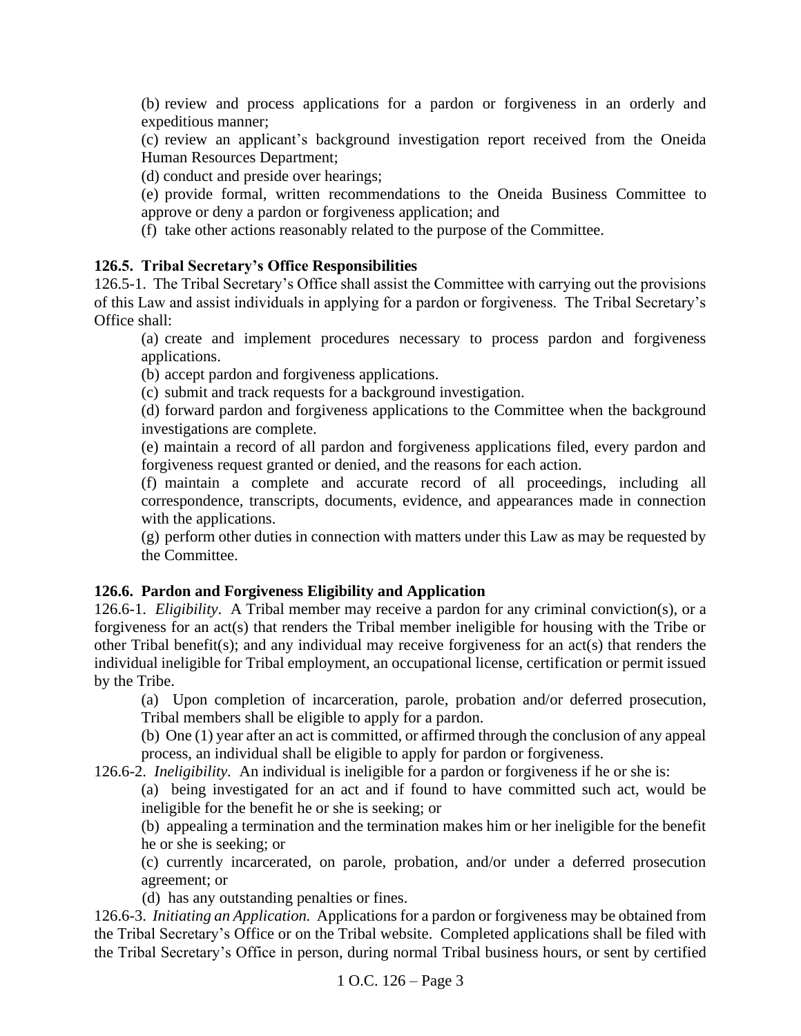(b) review and process applications for a pardon or forgiveness in an orderly and expeditious manner;

(c) review an applicant's background investigation report received from the Oneida Human Resources Department;

(d) conduct and preside over hearings;

(e) provide formal, written recommendations to the Oneida Business Committee to approve or deny a pardon or forgiveness application; and

(f) take other actions reasonably related to the purpose of the Committee.

**126.5. Tribal Secretary's Office Responsibilities**

126.5-1. The Tribal Secretary's Office shall assist the Committee with carrying out the provisions of this Law and assist individuals in applying for a pardon or forgiveness. The Tribal Secretary's Office shall:

(a) create and implement procedures necessary to process pardon and forgiveness applications.

(b) accept pardon and forgiveness applications.

(c) submit and track requests for a background investigation.

(d) forward pardon and forgiveness applications to the Committee when the background investigations are complete.

(e) maintain a record of all pardon and forgiveness applications filed, every pardon and forgiveness request granted or denied, and the reasons for each action.

(f) maintain a complete and accurate record of all proceedings, including all correspondence, transcripts, documents, evidence, and appearances made in connection with the applications.

(g) perform other duties in connection with matters under this Law as may be requested by the Committee.

**126.6. Pardon and Forgiveness Eligibility and Application**

126.6-1. *Eligibility*. A Tribal member may receive a pardon for any criminal conviction(s), or a forgiveness for an act(s) that renders the Tribal member ineligible for housing with the Tribe or other Tribal benefit(s); and any individual may receive forgiveness for an act(s) that renders the individual ineligible for Tribal employment, an occupational license, certification or permit issued by the Tribe.

(a) Upon completion of incarceration, parole, probation and/or deferred prosecution, Tribal members shall be eligible to apply for a pardon.

(b) One (1) year after an act is committed, or affirmed through the conclusion of any appeal process, an individual shall be eligible to apply for pardon or forgiveness.

126.6-2. *Ineligibility*. An individual is ineligible for a pardon or forgiveness if he or she is:

(a) being investigated for an act and if found to have committed such act, would be ineligible for the benefit he or she is seeking; or

(b) appealing a termination and the termination makes him or her ineligible for the benefit he or she is seeking; or

(c) currently incarcerated, on parole, probation, and/or under a deferred prosecution agreement; or

(d) has any outstanding penalties or fines.

126.6-3. *Initiating an Application.* Applications for a pardon or forgiveness may be obtained from the Tribal Secretary's Office or on the Tribal website. Completed applications shall be filed with the Tribal Secretary's Office in person, during normal Tribal business hours, or sent by certified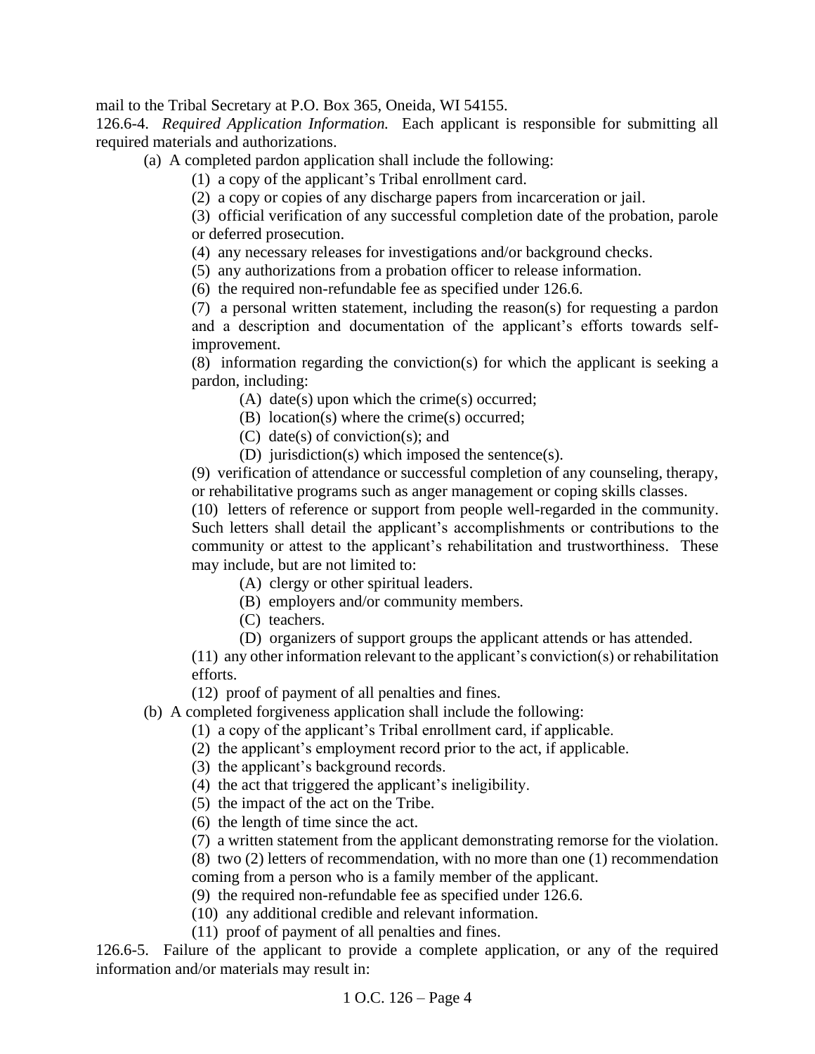mail to the Tribal Secretary at P.O. Box 365, Oneida, WI 54155.

126.6-4. *Required Application Information.* Each applicant is responsible for submitting all required materials and authorizations.

(a) A completed pardon application shall include the following:

(1) a copy of the applicant's Tribal enrollment card.

(2) a copy or copies of any discharge papers from incarceration or jail.

(3) official verification of any successful completion date of the probation, parole or deferred prosecution.

(4) any necessary releases for investigations and/or background checks.

(5) any authorizations from a probation officer to release information.

(6) the required non-refundable fee as specified under 126.6.

(7) a personal written statement, including the reason(s) for requesting a pardon and a description and documentation of the applicant's efforts towards self-improvement.

(8) information regarding the conviction(s) for which the applicant is seeking a pardon, including:

(A) date(s) upon which the crime(s) occurred;

(B) location(s) where the crime(s) occurred;

(C) date(s) of conviction(s); and

(D) jurisdiction(s) which imposed the sentence(s).

(9) verification of attendance or successful completion of any counseling, therapy, or rehabilitative programs such as anger management or coping skills classes.

(10) letters of reference or support from people well-regarded in the community. Such letters shall detail the applicant's accomplishments or contributions to the community or attest to the applicant's rehabilitation and trustworthiness. These may include, but are not limited to:

(A) clergy or other spiritual leaders.

(B) employers and/or community members.

(C) teachers.

(D) organizers of support groups the applicant attends or has attended.

(11) any other information relevant to the applicant's conviction(s) or rehabilitation efforts.

(12) proof of payment of all penalties and fines.

(b) A completed forgiveness application shall include the following:

(1) a copy of the applicant's Tribal enrollment card, if applicable.

(2) the applicant's employment record prior to the act, if applicable.

(3) the applicant's background records.

(4) the act that triggered the applicant's ineligibility.

(5) the impact of the act on the Tribe.

(6) the length of time since the act.

(7) a written statement from the applicant demonstrating remorse for the violation.

(8) two (2) letters of recommendation, with no more than one (1) recommendation coming from a person who is a family member of the applicant.

(9) the required non-refundable fee as specified under 126.6.

(10) any additional credible and relevant information.

(11) proof of payment of all penalties and fines.

126.6-5. Failure of the applicant to provide a complete application, or any of the required information and/or materials may result in: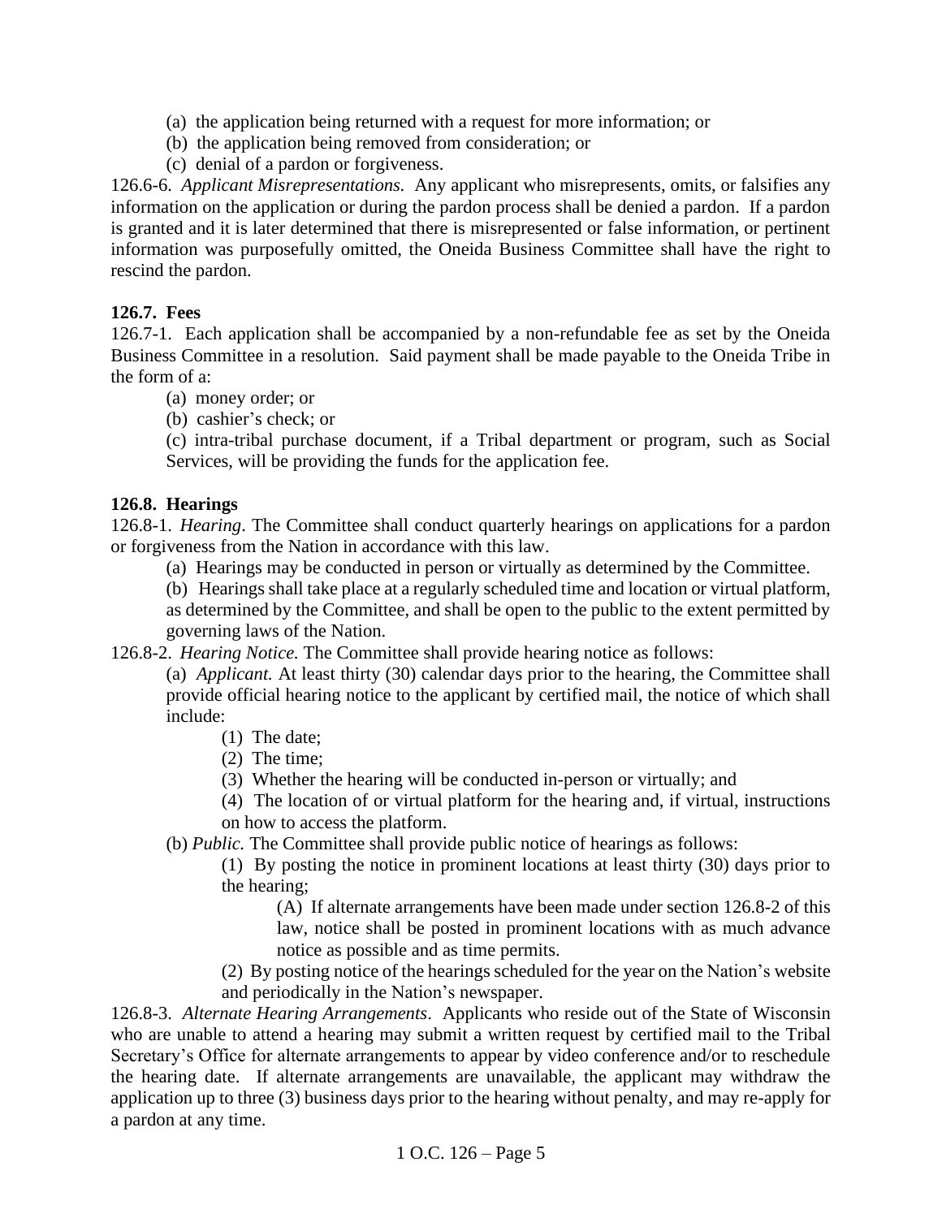(a) the application being returned with a request for more information; or

(b) the application being removed from consideration; or

(c) denial of a pardon or forgiveness.

126.6-6. *Applicant Misrepresentations.* Any applicant who misrepresents, omits, or falsifies any information on the application or during the pardon process shall be denied a pardon. If a pardon is granted and it is later determined that there is misrepresented or false information, or pertinent information was purposefully omitted, the Oneida Business Committee shall have the right to rescind the pardon.

**126.7. Fees**

126.7-1. Each application shall be accompanied by a non-refundable fee as set by the Oneida Business Committee in a resolution. Said payment shall be made payable to the Oneida Tribe in the form of a:

(a) money order; or

(b) cashier's check; or

(c) intra-tribal purchase document, if a Tribal department or program, such as Social Services, will be providing the funds for the application fee.

**126.8. Hearings**

126.8-1. *Hearing*. The Committee shall conduct quarterly hearings on applications for a pardon or forgiveness from the Nation in accordance with this law.

(a) Hearings may be conducted in person or virtually as determined by the Committee.

(b) Hearings shall take place at a regularly scheduled time and location or virtual platform, as determined by the Committee, and shall be open to the public to the extent permitted by governing laws of the Nation.

126.8-2. *Hearing Notice.* The Committee shall provide hearing notice as follows:

(a) *Applicant.* At least thirty (30) calendar days prior to the hearing, the Committee shall provide official hearing notice to the applicant by certified mail, the notice of which shall include:

(1) The date;

(2) The time;

(3) Whether the hearing will be conducted in-person or virtually; and

(4) The location of or virtual platform for the hearing and, if virtual, instructions on how to access the platform.

(b) *Public.* The Committee shall provide public notice of hearings as follows:

(1) By posting the notice in prominent locations at least thirty (30) days prior to the hearing;

(A) If alternate arrangements have been made under section 126.8-2 of this law, notice shall be posted in prominent locations with as much advance notice as possible and as time permits.

(2) By posting notice of the hearings scheduled for the year on the Nation's website and periodically in the Nation's newspaper.

126.8-3. *Alternate Hearing Arrangements*. Applicants who reside out of the State of Wisconsin who are unable to attend a hearing may submit a written request by certified mail to the Tribal Secretary's Office for alternate arrangements to appear by video conference and/or to reschedule the hearing date. If alternate arrangements are unavailable, the applicant may withdraw the application up to three (3) business days prior to the hearing without penalty, and may re-apply for a pardon at any time.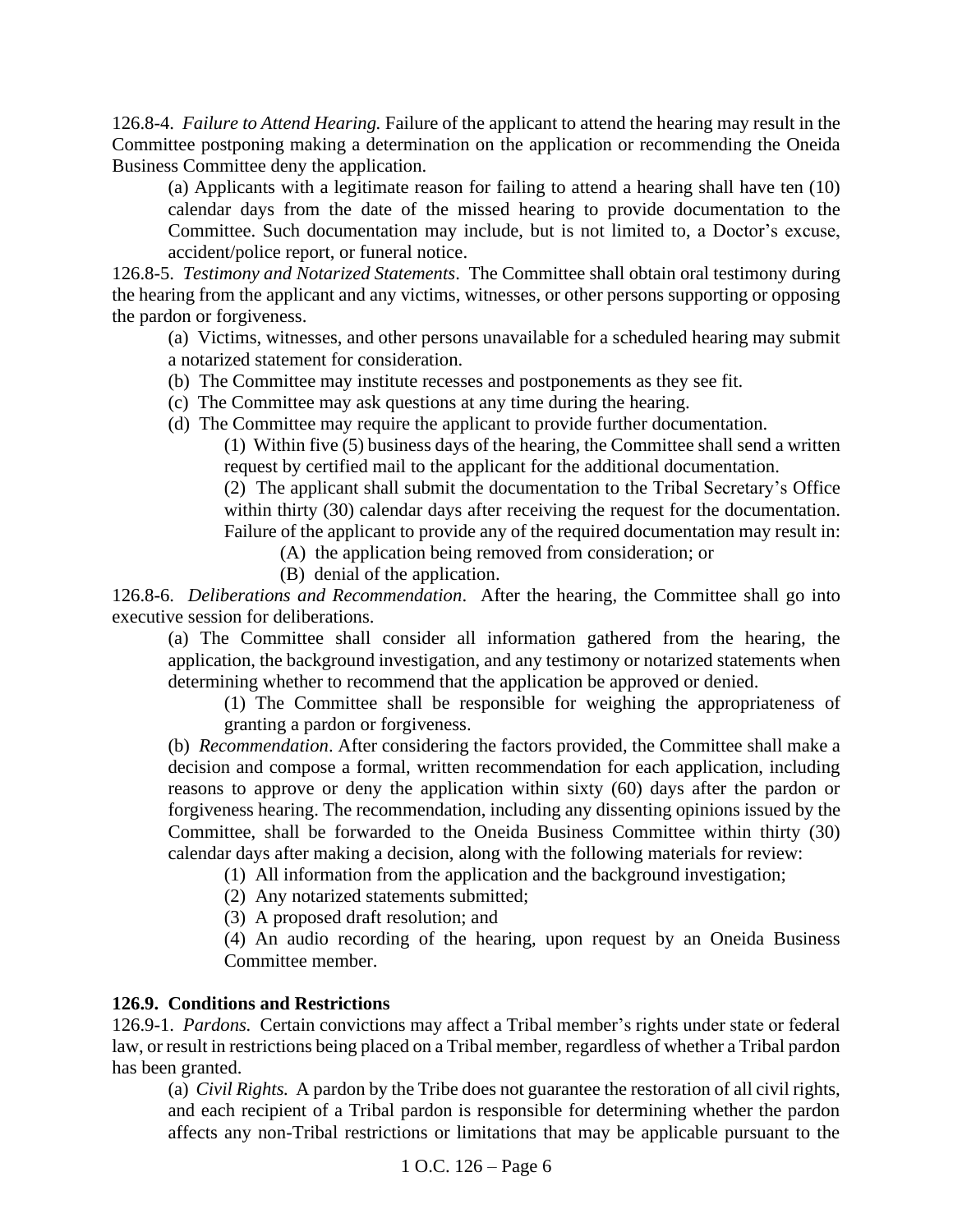126.8-4. *Failure to Attend Hearing.* Failure of the applicant to attend the hearing may result in the Committee postponing making a determination on the application or recommending the Oneida Business Committee deny the application.

(a) Applicants with a legitimate reason for failing to attend a hearing shall have ten (10) calendar days from the date of the missed hearing to provide documentation to the Committee. Such documentation may include, but is not limited to, a Doctor's excuse, accident/police report, or funeral notice.

126.8-5. *Testimony and Notarized Statements*. The Committee shall obtain oral testimony during the hearing from the applicant and any victims, witnesses, or other persons supporting or opposing the pardon or forgiveness.

(a) Victims, witnesses, and other persons unavailable for a scheduled hearing may submit a notarized statement for consideration.

(b) The Committee may institute recesses and postponements as they see fit.

(c) The Committee may ask questions at any time during the hearing.

(d) The Committee may require the applicant to provide further documentation.

(1) Within five (5) business days of the hearing, the Committee shall send a written request by certified mail to the applicant for the additional documentation.

(2) The applicant shall submit the documentation to the Tribal Secretary's Office within thirty (30) calendar days after receiving the request for the documentation. Failure of the applicant to provide any of the required documentation may result in:

(A) the application being removed from consideration; or

(B) denial of the application.

126.8-6. *Deliberations and Recommendation*. After the hearing, the Committee shall go into executive session for deliberations.

(a) The Committee shall consider all information gathered from the hearing, the application, the background investigation, and any testimony or notarized statements when determining whether to recommend that the application be approved or denied.

(1) The Committee shall be responsible for weighing the appropriateness of granting a pardon or forgiveness.

(b) *Recommendation*. After considering the factors provided, the Committee shall make a decision and compose a formal, written recommendation for each application, including reasons to approve or deny the application within sixty (60) days after the pardon or forgiveness hearing. The recommendation, including any dissenting opinions issued by the Committee, shall be forwarded to the Oneida Business Committee within thirty (30) calendar days after making a decision, along with the following materials for review:

(1) All information from the application and the background investigation;

(2) Any notarized statements submitted;

(3) A proposed draft resolution; and

(4) An audio recording of the hearing, upon request by an Oneida Business Committee member.

**126.9. Conditions and Restrictions**

126.9-1. *Pardons.* Certain convictions may affect a Tribal member's rights under state or federal law, or result in restrictions being placed on a Tribal member, regardless of whether a Tribal pardon has been granted.

(a) *Civil Rights.* A pardon by the Tribe does not guarantee the restoration of all civil rights, and each recipient of a Tribal pardon is responsible for determining whether the pardon affects any non-Tribal restrictions or limitations that may be applicable pursuant to the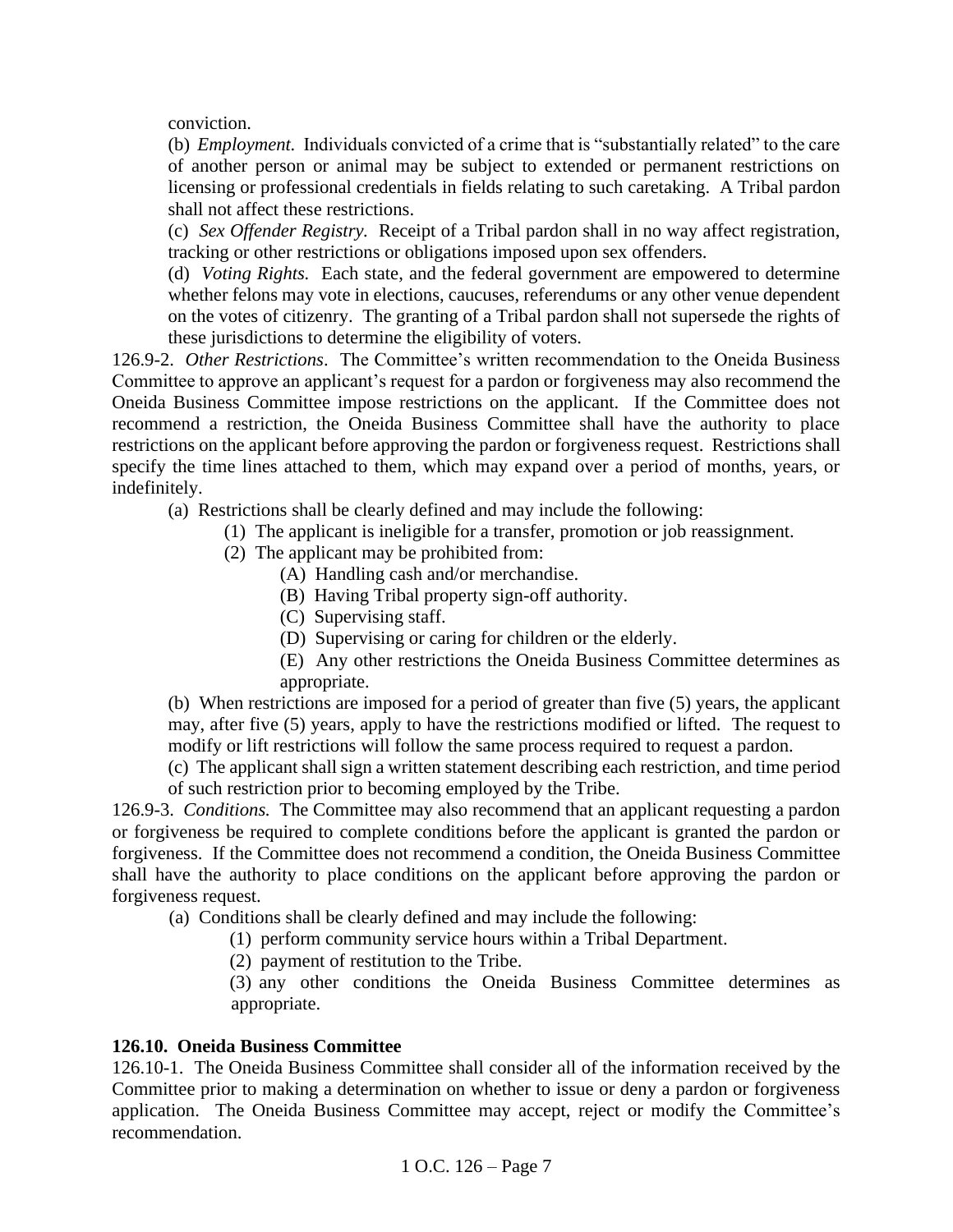conviction.

(b) *Employment.* Individuals convicted of a crime that is "substantially related" to the care of another person or animal may be subject to extended or permanent restrictions on licensing or professional credentials in fields relating to such caretaking. A Tribal pardon shall not affect these restrictions.

(c) *Sex Offender Registry.* Receipt of a Tribal pardon shall in no way affect registration, tracking or other restrictions or obligations imposed upon sex offenders.

(d) *Voting Rights.* Each state, and the federal government are empowered to determine whether felons may vote in elections, caucuses, referendums or any other venue dependent on the votes of citizenry. The granting of a Tribal pardon shall not supersede the rights of these jurisdictions to determine the eligibility of voters.

126.9-2. *Other Restrictions*. The Committee's written recommendation to the Oneida Business Committee to approve an applicant's request for a pardon or forgiveness may also recommend the Oneida Business Committee impose restrictions on the applicant. If the Committee does not recommend a restriction, the Oneida Business Committee shall have the authority to place restrictions on the applicant before approving the pardon or forgiveness request. Restrictions shall specify the time lines attached to them, which may expand over a period of months, years, or indefinitely.

(a) Restrictions shall be clearly defined and may include the following:

(1) The applicant is ineligible for a transfer, promotion or job reassignment.

(2) The applicant may be prohibited from:

(A) Handling cash and/or merchandise.

(B) Having Tribal property sign-off authority.

(C) Supervising staff.

(D) Supervising or caring for children or the elderly.

(E) Any other restrictions the Oneida Business Committee determines as appropriate.

(b) When restrictions are imposed for a period of greater than five (5) years, the applicant may, after five (5) years, apply to have the restrictions modified or lifted. The request to modify or lift restrictions will follow the same process required to request a pardon.

(c) The applicant shall sign a written statement describing each restriction, and time period of such restriction prior to becoming employed by the Tribe.

126.9-3. *Conditions.* The Committee may also recommend that an applicant requesting a pardon or forgiveness be required to complete conditions before the applicant is granted the pardon or forgiveness. If the Committee does not recommend a condition, the Oneida Business Committee shall have the authority to place conditions on the applicant before approving the pardon or forgiveness request.

(a) Conditions shall be clearly defined and may include the following:

(1) perform community service hours within a Tribal Department.

(2) payment of restitution to the Tribe.

(3) any other conditions the Oneida Business Committee determines as appropriate.

**126.10. Oneida Business Committee**

126.10-1. The Oneida Business Committee shall consider all of the information received by the Committee prior to making a determination on whether to issue or deny a pardon or forgiveness application. The Oneida Business Committee may accept, reject or modify the Committee's recommendation.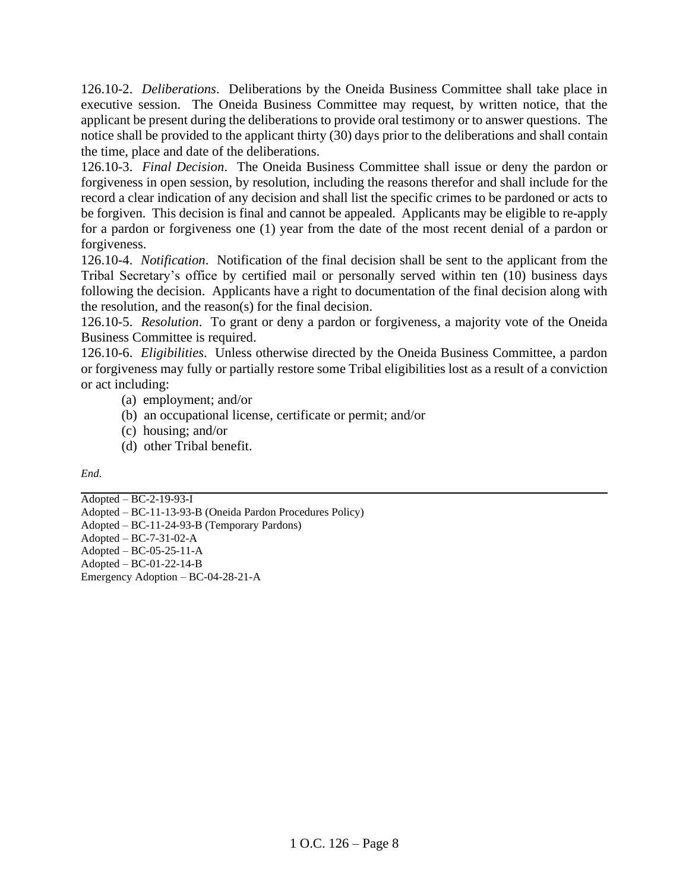126.10-2. *Deliberations*. Deliberations by the Oneida Business Committee shall take place in executive session. The Oneida Business Committee may request, by written notice, that the applicant be present during the deliberations to provide oral testimony or to answer questions. The notice shall be provided to the applicant thirty (30) days prior to the deliberations and shall contain the time, place and date of the deliberations.

126.10-3. *Final Decision*. The Oneida Business Committee shall issue or deny the pardon or forgiveness in open session, by resolution, including the reasons therefor and shall include for the record a clear indication of any decision and shall list the specific crimes to be pardoned or acts to be forgiven. This decision is final and cannot be appealed. Applicants may be eligible to re-apply for a pardon or forgiveness one (1) year from the date of the most recent denial of a pardon or forgiveness.

126.10-4. *Notification*. Notification of the final decision shall be sent to the applicant from the Tribal Secretary's office by certified mail or personally served within ten (10) business days following the decision. Applicants have a right to documentation of the final decision along with the resolution, and the reason(s) for the final decision.

126.10-5. *Resolution*. To grant or deny a pardon or forgiveness, a majority vote of the Oneida Business Committee is required.

126.10-6. *Eligibilities*. Unless otherwise directed by the Oneida Business Committee, a pardon or forgiveness may fully or partially restore some Tribal eligibilities lost as a result of a conviction or act including:

- (a) employment; and/or
- (b) an occupational license, certificate or permit; and/or
- (c) housing; and/or
- (d) other Tribal benefit.

*End.*

---

Adopted – BC-2-19-93-I
Adopted – BC-11-13-93-B (Oneida Pardon Procedures Policy)
Adopted – BC-11-24-93-B (Temporary Pardons)
Adopted – BC-7-31-02-A
Adopted – BC-05-25-11-A
Adopted – BC-01-22-14-B
Emergency Adoption – BC-04-28-21-A